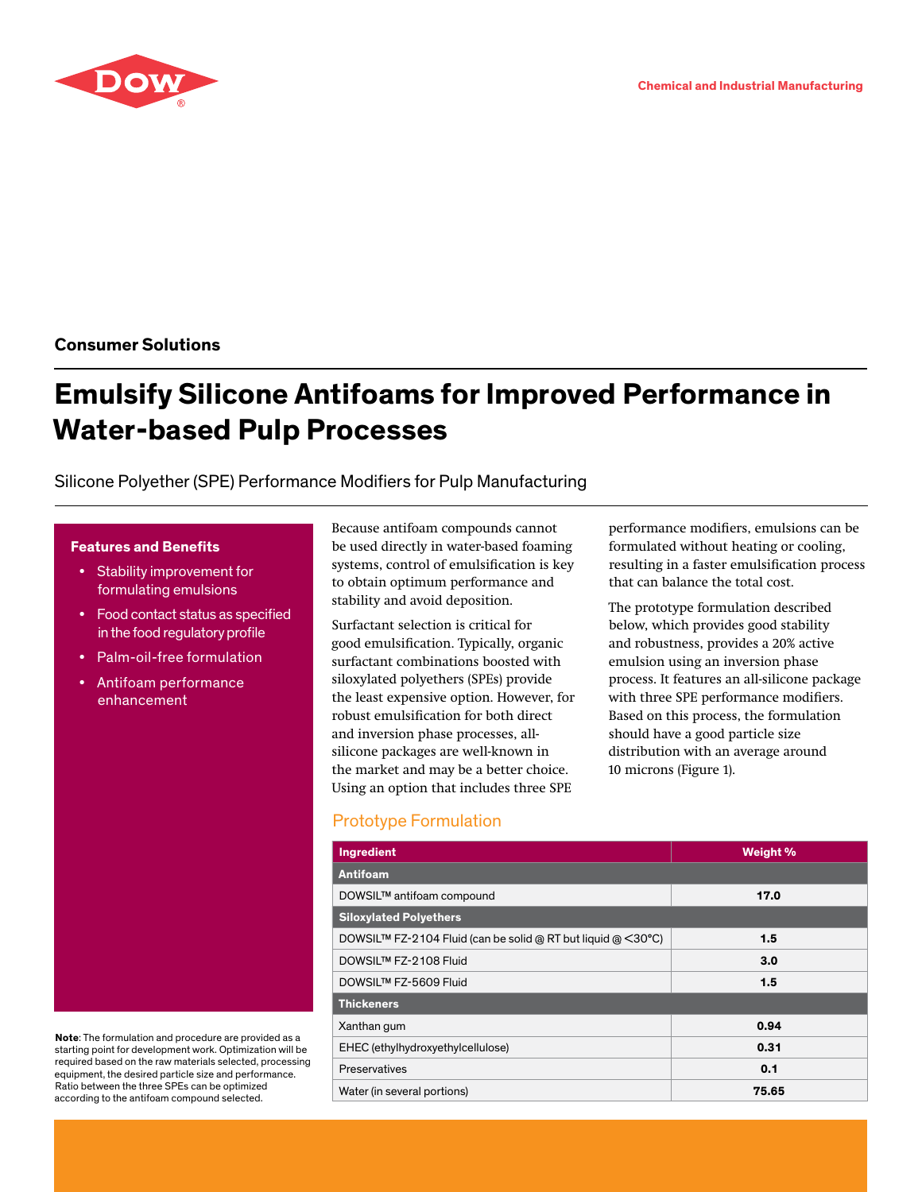Chemical and Industrial Manufacturing

Consumer Solutions

# Emulsify Silicone Antifoams for Improved Performance in Water-based Pulp Processes

Silicone Polyether (SPE) Performance Modifiers for Pulp Manufacturing

**Features and Benefits**

- Stability improvement for formulating emulsions
- Food contact status as specified in the food regulatory profile
- Palm-oil-free formulation
- Antifoam performance enhancement

**Note**: The formulation and procedure are provided as a starting point for development work. Optimization will be required based on the raw materials selected, processing equipment, the desired particle size and performance. Ratio between the three SPEs can be optimized according to the antifoam compound selected.

Because antifoam compounds cannot be used directly in water-based foaming systems, control of emulsification is key to obtain optimum performance and stability and avoid deposition.

Surfactant selection is critical for good emulsification. Typically, organic surfactant combinations boosted with siloxylated polyethers (SPEs) provide the least expensive option. However, for robust emulsification for both direct and inversion phase processes, all-silicone packages are well-known in the market and may be a better choice. Using an option that includes three SPE performance modifiers, emulsions can be formulated without heating or cooling, resulting in a faster emulsification process that can balance the total cost.

The prototype formulation described below, which provides good stability and robustness, provides a 20% active emulsion using an inversion phase process. It features an all-silicone package with three SPE performance modifiers. Based on this process, the formulation should have a good particle size distribution with an average around 10 microns (Figure 1).

## Prototype Formulation

| Ingredient | Weight % |
|---|---|
| **Antifoam** | |
| DOWSIL™ antifoam compound | **17.0** |
| **Siloxylated Polyethers** | |
| DOWSIL™ FZ-2104 Fluid (can be solid @ RT but liquid @ <30°C) | **1.5** |
| DOWSIL™ FZ-2108 Fluid | **3.0** |
| DOWSIL™ FZ-5609 Fluid | **1.5** |
| **Thickeners** | |
| Xanthan gum | **0.94** |
| EHEC (ethylhydroxyethylcellulose) | **0.31** |
| Preservatives | **0.1** |
| Water (in several portions) | **75.65** |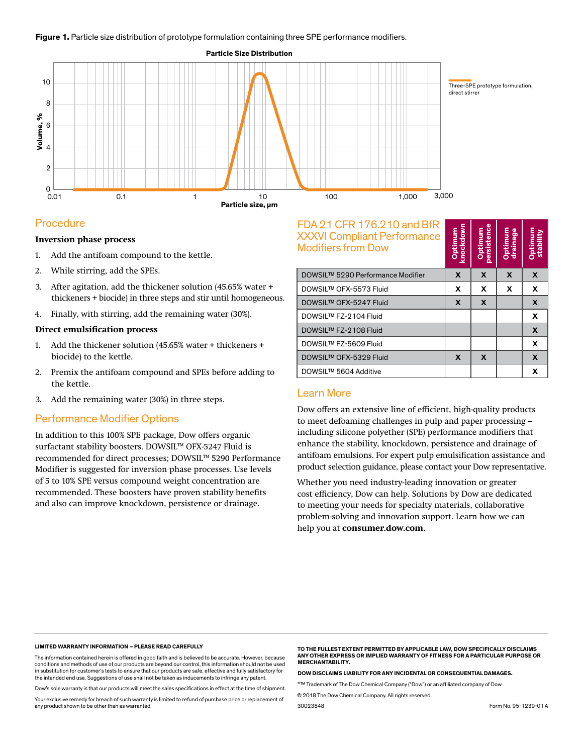**Figure 1.** Particle size distribution of prototype formulation containing three SPE performance modifiers.

Particle Size Distribution

Volume, %

0
2
4
6
8
10

Particle size, µm

0.01
0.1
1
10
100
1,000
3,000

Three-SPE prototype formulation, direct stirrer

## Procedure

### Inversion phase process

1. Add the antifoam compound to the kettle.
2. While stirring, add the SPEs.
3. After agitation, add the thickener solution (45.65% water + thickeners + biocide) in three steps and stir until homogeneous.
4. Finally, with stirring, add the remaining water (30%).

### Direct emulsification process

1. Add the thickener solution (45.65% water + thickeners + biocide) to the kettle.
2. Premix the antifoam compound and SPEs before adding to the kettle.
3. Add the remaining water (30%) in three steps.

## Performance Modifier Options

In addition to this 100% SPE package, Dow offers organic surfactant stability boosters. DOWSIL™ OFX-5247 Fluid is recommended for direct processes; DOWSIL™ 5290 Performance Modifier is suggested for inversion phase processes. Use levels of 5 to 10% SPE versus compound weight concentration are recommended. These boosters have proven stability benefits and also can improve knockdown, persistence or drainage.

## FDA 21 CFR 176.210 and BfR XXXVI Compliant Performance Modifiers from Dow

| | Optimum knockdown | Optimum persistence | Optimum drainage | Optimum stability |
|---|---|---|---|---|
| DOWSIL™ 5290 Performance Modifier | X | X | X | X |
| DOWSIL™ OFX-5573 Fluid | X | X | X | X |
| DOWSIL™ OFX-5247 Fluid | X | X | | X |
| DOWSIL™ FZ-2104 Fluid | | | | X |
| DOWSIL™ FZ-2108 Fluid | | | | X |
| DOWSIL™ FZ-5609 Fluid | | | | X |
| DOWSIL™ OFX-5329 Fluid | X | X | | X |
| DOWSIL™ 5604 Additive | | | | X |

## Learn More

Dow offers an extensive line of efficient, high-quality products to meet defoaming challenges in pulp and paper processing – including silicone polyether (SPE) performance modifiers that enhance the stability, knockdown, persistence and drainage of antifoam emulsions. For expert pulp emulsification assistance and product selection guidance, please contact your Dow representative.

Whether you need industry-leading innovation or greater cost efficiency, Dow can help. Solutions by Dow are dedicated to meeting your needs for specialty materials, collaborative problem-solving and innovation support. Learn how we can help you at **consumer.dow.com.**

**LIMITED WARRANTY INFORMATION – PLEASE READ CAREFULLY**

The information contained herein is offered in good faith and is believed to be accurate. However, because conditions and methods of use of our products are beyond our control, this information should not be used in substitution for customer's tests to ensure that our products are safe, effective and fully satisfactory for the intended end use. Suggestions of use shall not be taken as inducements to infringe any patent.

Dow's sole warranty is that our products will meet the sales specifications in effect at the time of shipment.

Your exclusive remedy for breach of such warranty is limited to refund of purchase price or replacement of any product shown to be other than as warranted.

**TO THE FULLEST EXTENT PERMITTED BY APPLICABLE LAW, DOW SPECIFICALLY DISCLAIMS ANY OTHER EXPRESS OR IMPLIED WARRANTY OF FITNESS FOR A PARTICULAR PURPOSE OR MERCHANTABILITY.**

**DOW DISCLAIMS LIABILITY FOR ANY INCIDENTAL OR CONSEQUENTIAL DAMAGES.**

®™ Trademark of The Dow Chemical Company ("Dow") or an affiliated company of Dow

© 2018 The Dow Chemical Company. All rights reserved.

30023848 Form No. 95-1239-01 A